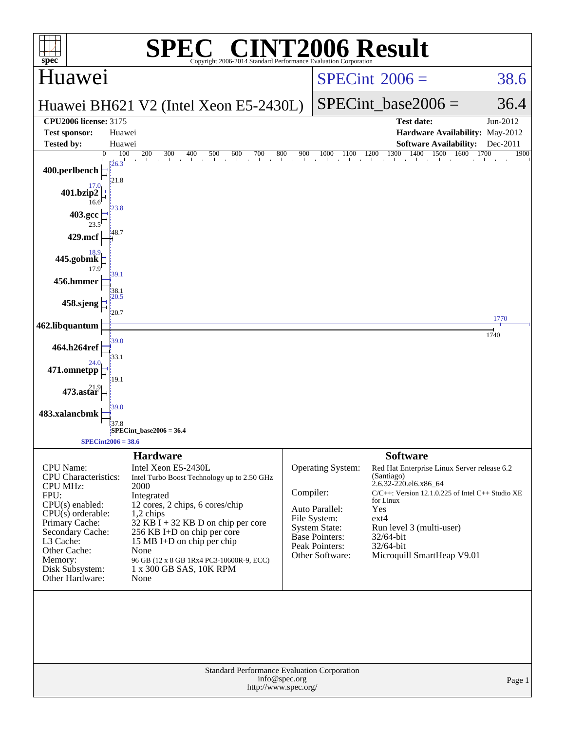# SPEC® CINT2006 Result

Copyright 2006-2014 Standard Performance Evaluation Corporation

## Huawei

**Huawei BH621 V2 (Intel Xeon E5-2430L)**

| | |
|---|---|
| SPECint 2006 = | 38.6 |
| SPECint_base2006 = | 36.4 |

| | | | |
|---|---|---|---|
| **CPU2006 license:** 3175 | | **Test date:** | Jun-2012 |
| **Test sponsor:** | Huawei | **Hardware Availability:** | May-2012 |
| **Tested by:** | Huawei | **Software Availability:** | Dec-2011 |

| Benchmark | Peak | Base |
|---|---|---|
| 400.perlbench | 26.3 | 21.8 |
| 401.bzip2 | 17.0 | 16.6 |
| 403.gcc | 23.8 | 23.5 |
| 429.mcf | 48.7 | 48.7 |
| 445.gobmk | 18.9 | 17.9 |
| 456.hmmer | 39.1 | 38.1 |
| 458.sjeng | 20.5 | 20.7 |
| 462.libquantum | 1770 | 1740 |
| 464.h264ref | 39.0 | 33.1 |
| 471.omnetpp | 24.0 | 19.1 |
| 473.astar | 21.9 | 21.9 |
| 483.xalancbmk | 39.0 | 37.8 |

SPECint_base2006 = 36.4

SPECint2006 = 38.6

### Hardware

| | |
|---|---|
| CPU Name: | Intel Xeon E5-2430L |
| CPU Characteristics: | Intel Turbo Boost Technology up to 2.50 GHz |
| CPU MHz: | 2000 |
| FPU: | Integrated |
| CPU(s) enabled: | 12 cores, 2 chips, 6 cores/chip |
| CPU(s) orderable: | 1,2 chips |
| Primary Cache: | 32 KB I + 32 KB D on chip per core |
| Secondary Cache: | 256 KB I+D on chip per core |
| L3 Cache: | 15 MB I+D on chip per chip |
| Other Cache: | None |
| Memory: | 96 GB (12 x 8 GB 1Rx4 PC3-10600R-9, ECC) |
| Disk Subsystem: | 1 x 300 GB SAS, 10K RPM |
| Other Hardware: | None |

### Software

| | |
|---|---|
| Operating System: | Red Hat Enterprise Linux Server release 6.2 (Santiago) 2.6.32-220.el6.x86_64 |
| Compiler: | C/C++: Version 12.1.0.225 of Intel C++ Studio XE for Linux |
| Auto Parallel: | Yes |
| File System: | ext4 |
| System State: | Run level 3 (multi-user) |
| Base Pointers: | 32/64-bit |
| Peak Pointers: | 32/64-bit |
| Other Software: | Microquill SmartHeap V9.01 |

Standard Performance Evaluation Corporation
info@spec.org
http://www.spec.org/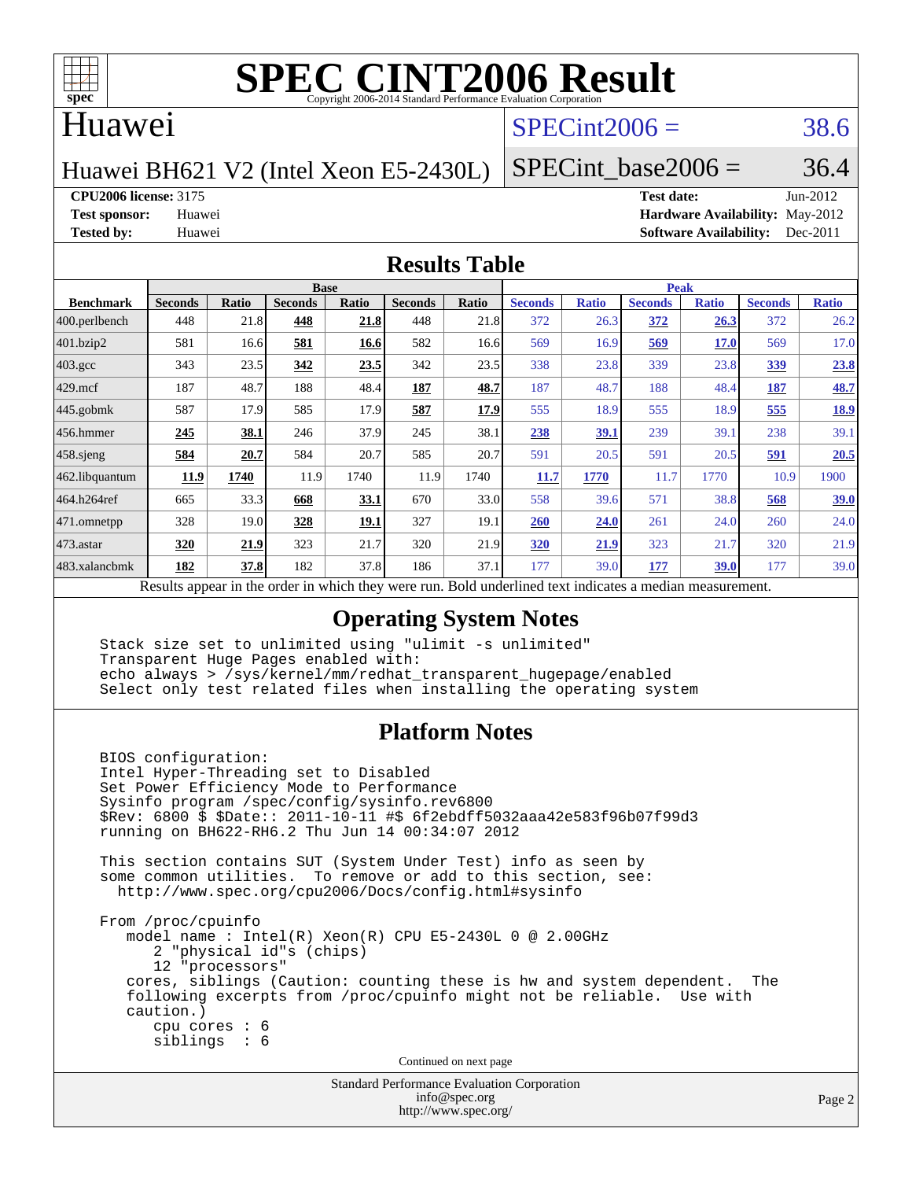# SPEC CINT2006 Result

Copyright 2006-2014 Standard Performance Evaluation Corporation

## Huawei

Huawei BH621 V2 (Intel Xeon E5-2430L)

SPECint2006 = 38.6

SPECint_base2006 = 36.4

**CPU2006 license:** 3175
**Test sponsor:** Huawei
**Tested by:** Huawei

**Test date:** Jun-2012
**Hardware Availability:** May-2012
**Software Availability:** Dec-2011

## Results Table

| Benchmark | Base | | | | | | Peak | | | | | |
|---|---|---|---|---|---|---|---|---|---|---|---|---|
| | Seconds | Ratio | Seconds | Ratio | Seconds | Ratio | Seconds | Ratio | Seconds | Ratio | Seconds | Ratio |
| 400.perlbench | 448 | 21.8 | **448** | **21.8** | 448 | 21.8 | 372 | 26.3 | **372** | **26.3** | 372 | 26.2 |
| 401.bzip2 | 581 | 16.6 | **581** | **16.6** | 582 | 16.6 | 569 | 16.9 | **569** | **17.0** | 569 | 17.0 |
| 403.gcc | 343 | 23.5 | **342** | **23.5** | 342 | 23.5 | 338 | 23.8 | 339 | 23.8 | **339** | **23.8** |
| 429.mcf | 187 | 48.7 | 188 | 48.4 | **187** | **48.7** | 187 | 48.7 | 188 | 48.4 | **187** | **48.7** |
| 445.gobmk | 587 | 17.9 | 585 | 17.9 | **587** | **17.9** | 555 | 18.9 | 555 | 18.9 | **555** | **18.9** |
| 456.hmmer | **245** | **38.1** | 246 | 37.9 | 245 | 38.1 | **238** | **39.1** | 239 | 39.1 | 238 | 39.1 |
| 458.sjeng | **584** | **20.7** | 584 | 20.7 | 585 | 20.7 | 591 | 20.5 | 591 | 20.5 | **591** | **20.5** |
| 462.libquantum | **11.9** | **1740** | 11.9 | 1740 | 11.9 | 1740 | **11.7** | **1770** | 11.7 | 1770 | 10.9 | 1900 |
| 464.h264ref | 665 | 33.3 | **668** | **33.1** | 670 | 33.0 | 558 | 39.6 | 571 | 38.8 | **568** | **39.0** |
| 471.omnetpp | 328 | 19.0 | **328** | **19.1** | 327 | 19.1 | **260** | **24.0** | 261 | 24.0 | 260 | 24.0 |
| 473.astar | **320** | **21.9** | 323 | 21.7 | 320 | 21.9 | **320** | **21.9** | 323 | 21.7 | 320 | 21.9 |
| 483.xalancbmk | **182** | **37.8** | 182 | 37.8 | 186 | 37.1 | 177 | 39.0 | **177** | **39.0** | 177 | 39.0 |

Results appear in the order in which they were run. Bold underlined text indicates a median measurement.

## Operating System Notes

```
Stack size set to unlimited using "ulimit -s unlimited"
Transparent Huge Pages enabled with:
echo always > /sys/kernel/mm/redhat_transparent_hugepage/enabled
Select only test related files when installing the operating system
```

## Platform Notes

```
BIOS configuration:
Intel Hyper-Threading set to Disabled
Set Power Efficiency Mode to Performance
Sysinfo program /spec/config/sysinfo.rev6800
$Rev: 6800 $ $Date:: 2011-10-11 #$ 6f2ebdff5032aaa42e583f96b07f99d3
running on BH622-RH6.2 Thu Jun 14 00:34:07 2012

This section contains SUT (System Under Test) info as seen by
some common utilities.  To remove or add to this section, see:
  http://www.spec.org/cpu2006/Docs/config.html#sysinfo

From /proc/cpuinfo
   model name : Intel(R) Xeon(R) CPU E5-2430L 0 @ 2.00GHz
      2 "physical id"s (chips)
      12 "processors"
   cores, siblings (Caution: counting these is hw and system dependent.  The
   following excerpts from /proc/cpuinfo might not be reliable.  Use with
   caution.)
      cpu cores : 6
      siblings  : 6
```

Continued on next page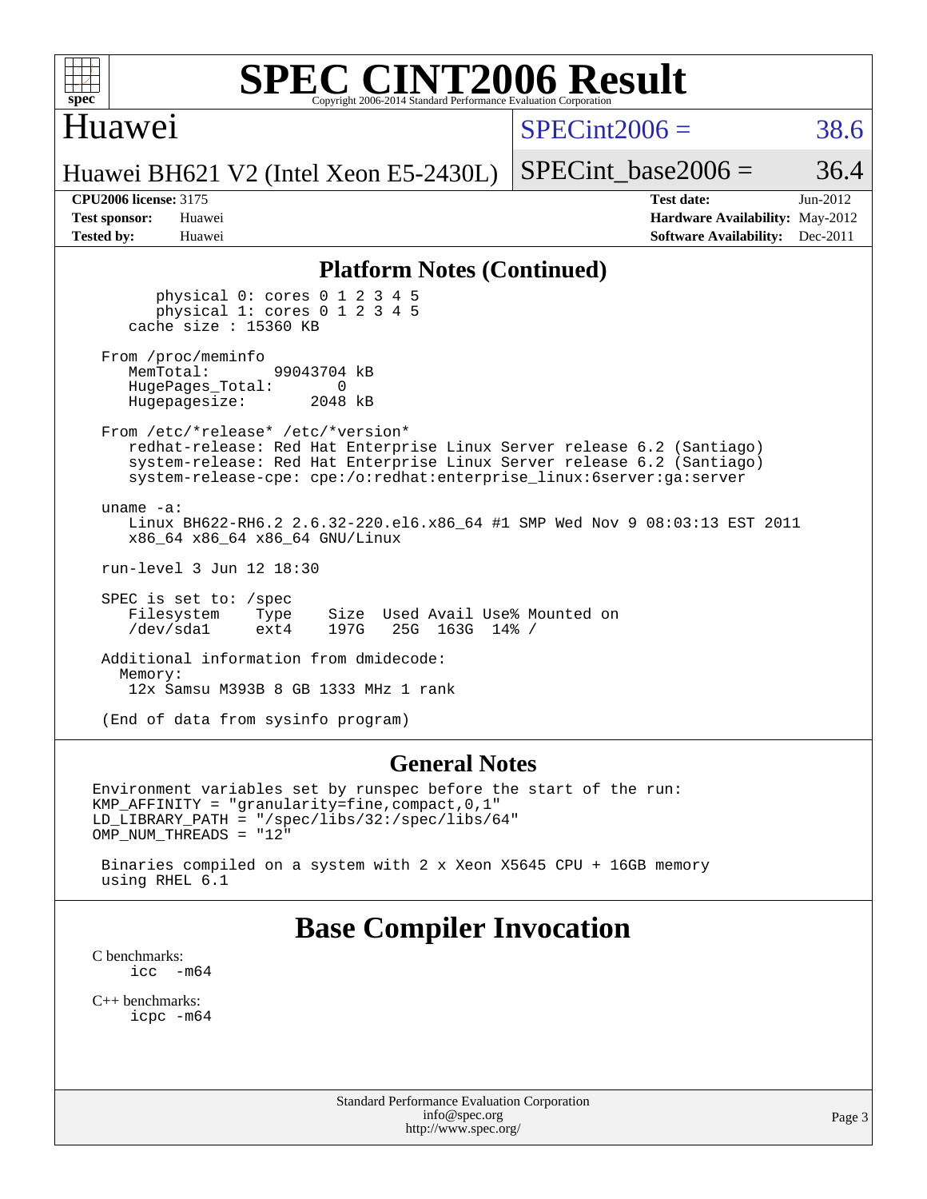## Platform Notes (Continued)

```
        physical 0: cores 0 1 2 3 4 5
        physical 1: cores 0 1 2 3 4 5
    cache size : 15360 KB

  From /proc/meminfo
    MemTotal:       99043704 kB
    HugePages_Total:       0
    Hugepagesize:       2048 kB

  From /etc/*release* /etc/*version*
    redhat-release: Red Hat Enterprise Linux Server release 6.2 (Santiago)
    system-release: Red Hat Enterprise Linux Server release 6.2 (Santiago)
    system-release-cpe: cpe:/o:redhat:enterprise_linux:6server:ga:server

  uname -a:
    Linux BH622-RH6.2 2.6.32-220.el6.x86_64 #1 SMP Wed Nov 9 08:03:13 EST 2011
    x86_64 x86_64 x86_64 GNU/Linux

  run-level 3 Jun 12 18:30

  SPEC is set to: /spec
    Filesystem    Type    Size  Used Avail Use% Mounted on
    /dev/sda1     ext4    197G   25G  163G  14% /

  Additional information from dmidecode:
    Memory:
     12x Samsu M393B 8 GB 1333 MHz 1 rank

  (End of data from sysinfo program)
```

## General Notes

```
Environment variables set by runspec before the start of the run:
KMP_AFFINITY = "granularity=fine,compact,0,1"
LD_LIBRARY_PATH = "/spec/libs/32:/spec/libs/64"
OMP_NUM_THREADS = "12"

 Binaries compiled on a system with 2 x Xeon X5645 CPU + 16GB memory
 using RHEL 6.1
```

# Base Compiler Invocation

C benchmarks:
```
icc  -m64
```

C++ benchmarks:
```
icpc -m64
```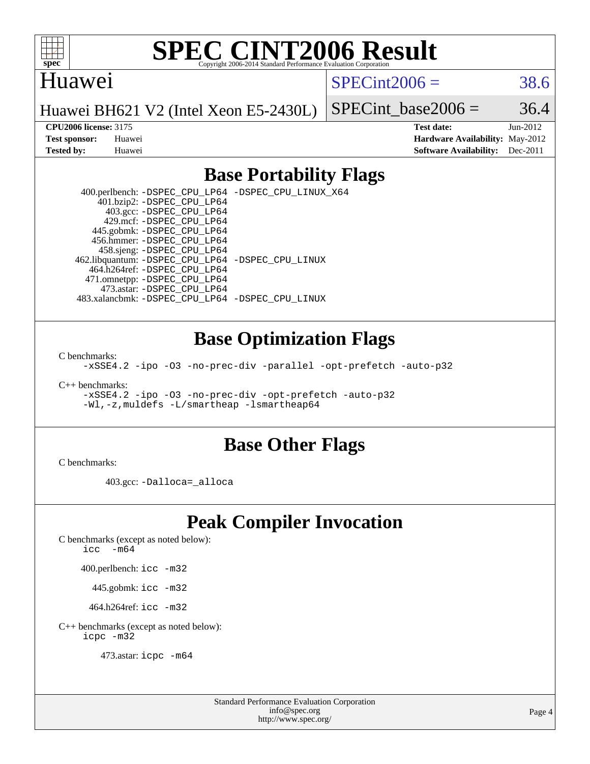# SPEC CINT2006 Result

Copyright 2006-2014 Standard Performance Evaluation Corporation

**Huawei**

**Huawei BH621 V2 (Intel Xeon E5-2430L)**

SPECint2006 = 38.6

SPECint_base2006 = 36.4

| | | | |
|---|---|---|---|
| **CPU2006 license:** | 3175 | **Test date:** | Jun-2012 |
| **Test sponsor:** | Huawei | **Hardware Availability:** | May-2012 |
| **Tested by:** | Huawei | **Software Availability:** | Dec-2011 |

## Base Portability Flags

400.perlbench: -DSPEC_CPU_LP64 -DSPEC_CPU_LINUX_X64
401.bzip2: -DSPEC_CPU_LP64
403.gcc: -DSPEC_CPU_LP64
429.mcf: -DSPEC_CPU_LP64
445.gobmk: -DSPEC_CPU_LP64
456.hmmer: -DSPEC_CPU_LP64
458.sjeng: -DSPEC_CPU_LP64
462.libquantum: -DSPEC_CPU_LP64 -DSPEC_CPU_LINUX
464.h264ref: -DSPEC_CPU_LP64
471.omnetpp: -DSPEC_CPU_LP64
473.astar: -DSPEC_CPU_LP64
483.xalancbmk: -DSPEC_CPU_LP64 -DSPEC_CPU_LINUX

## Base Optimization Flags

C benchmarks:

-xSSE4.2 -ipo -O3 -no-prec-div -parallel -opt-prefetch -auto-p32

C++ benchmarks:

-xSSE4.2 -ipo -O3 -no-prec-div -opt-prefetch -auto-p32
-Wl,-z,muldefs -L/smartheap -lsmartheap64

## Base Other Flags

C benchmarks:

403.gcc: -Dalloca=_alloca

## Peak Compiler Invocation

C benchmarks (except as noted below):

icc -m64

400.perlbench: icc -m32

445.gobmk: icc -m32

464.h264ref: icc -m32

C++ benchmarks (except as noted below):

icpc -m32

473.astar: icpc -m64

Standard Performance Evaluation Corporation
info@spec.org
http://www.spec.org/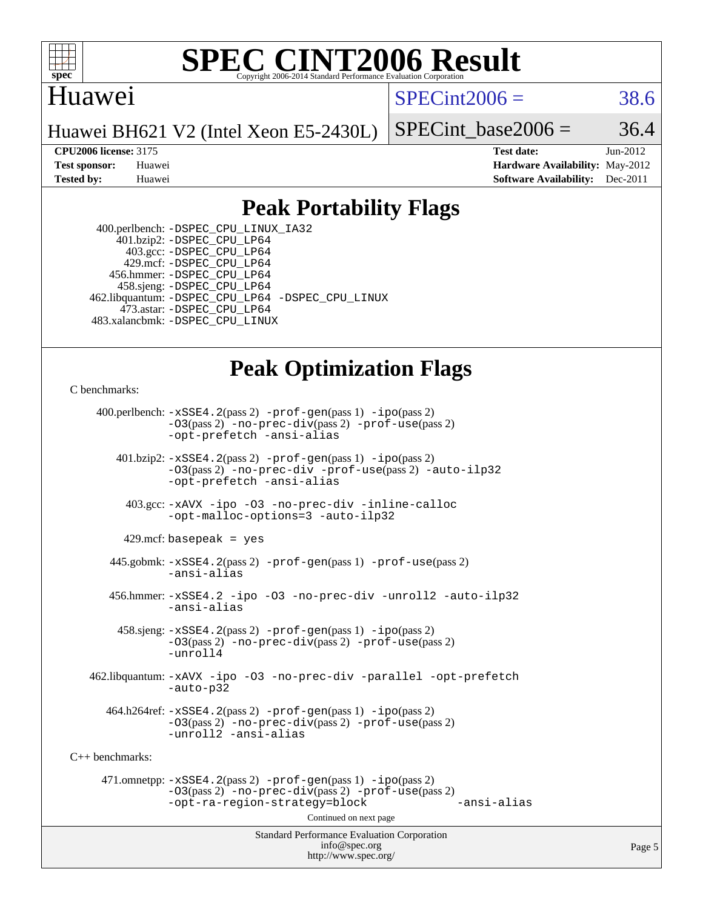# SPEC CINT2006 Result

Copyright 2006-2014 Standard Performance Evaluation Corporation

## Huawei

Huawei BH621 V2 (Intel Xeon E5-2430L)

SPECint2006 = 38.6

SPECint_base2006 = 36.4

**CPU2006 license:** 3175
**Test sponsor:** Huawei
**Tested by:** Huawei

**Test date:** Jun-2012
**Hardware Availability:** May-2012
**Software Availability:** Dec-2011

## Peak Portability Flags

400.perlbench: -DSPEC_CPU_LINUX_IA32
401.bzip2: -DSPEC_CPU_LP64
403.gcc: -DSPEC_CPU_LP64
429.mcf: -DSPEC_CPU_LP64
456.hmmer: -DSPEC_CPU_LP64
458.sjeng: -DSPEC_CPU_LP64
462.libquantum: -DSPEC_CPU_LP64 -DSPEC_CPU_LINUX
473.astar: -DSPEC_CPU_LP64
483.xalancbmk: -DSPEC_CPU_LINUX

## Peak Optimization Flags

C benchmarks:

400.perlbench: -xSSE4.2(pass 2) -prof-gen(pass 1) -ipo(pass 2) -O3(pass 2) -no-prec-div(pass 2) -prof-use(pass 2) -opt-prefetch -ansi-alias

401.bzip2: -xSSE4.2(pass 2) -prof-gen(pass 1) -ipo(pass 2) -O3(pass 2) -no-prec-div -prof-use(pass 2) -auto-ilp32 -opt-prefetch -ansi-alias

403.gcc: -xAVX -ipo -O3 -no-prec-div -inline-calloc -opt-malloc-options=3 -auto-ilp32

429.mcf: basepeak = yes

445.gobmk: -xSSE4.2(pass 2) -prof-gen(pass 1) -prof-use(pass 2) -ansi-alias

456.hmmer: -xSSE4.2 -ipo -O3 -no-prec-div -unroll2 -auto-ilp32 -ansi-alias

458.sjeng: -xSSE4.2(pass 2) -prof-gen(pass 1) -ipo(pass 2) -O3(pass 2) -no-prec-div(pass 2) -prof-use(pass 2) -unroll4

462.libquantum: -xAVX -ipo -O3 -no-prec-div -parallel -opt-prefetch -auto-p32

464.h264ref: -xSSE4.2(pass 2) -prof-gen(pass 1) -ipo(pass 2) -O3(pass 2) -no-prec-div(pass 2) -prof-use(pass 2) -unroll2 -ansi-alias

C++ benchmarks:

471.omnetpp: -xSSE4.2(pass 2) -prof-gen(pass 1) -ipo(pass 2) -O3(pass 2) -no-prec-div(pass 2) -prof-use(pass 2) -opt-ra-region-strategy=block -ansi-alias

Continued on next page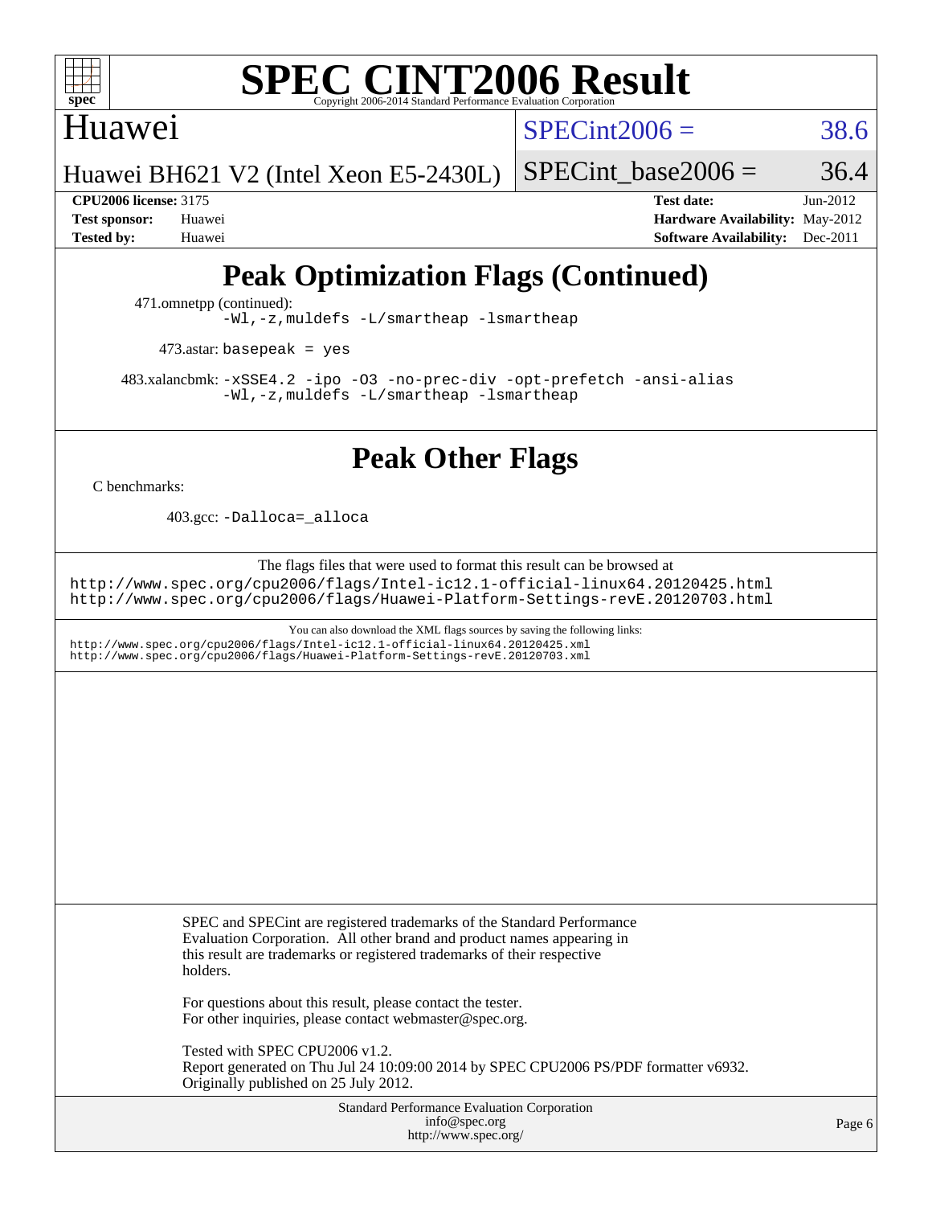# Peak Optimization Flags (Continued)

471.omnetpp (continued):
-Wl,-z,muldefs -L/smartheap -lsmartheap

473.astar: basepeak = yes

483.xalancbmk: -xSSE4.2 -ipo -O3 -no-prec-div -opt-prefetch -ansi-alias
-Wl,-z,muldefs -L/smartheap -lsmartheap

# Peak Other Flags

C benchmarks:

403.gcc: -Dalloca=_alloca

The flags files that were used to format this result can be browsed at
http://www.spec.org/cpu2006/flags/Intel-ic12.1-official-linux64.20120425.html
http://www.spec.org/cpu2006/flags/Huawei-Platform-Settings-revE.20120703.html

You can also download the XML flags sources by saving the following links:
http://www.spec.org/cpu2006/flags/Intel-ic12.1-official-linux64.20120425.xml
http://www.spec.org/cpu2006/flags/Huawei-Platform-Settings-revE.20120703.xml

SPEC and SPECint are registered trademarks of the Standard Performance Evaluation Corporation. All other brand and product names appearing in this result are trademarks or registered trademarks of their respective holders.

For questions about this result, please contact the tester.
For other inquiries, please contact webmaster@spec.org.

Tested with SPEC CPU2006 v1.2.
Report generated on Thu Jul 24 10:09:00 2014 by SPEC CPU2006 PS/PDF formatter v6932.
Originally published on 25 July 2012.